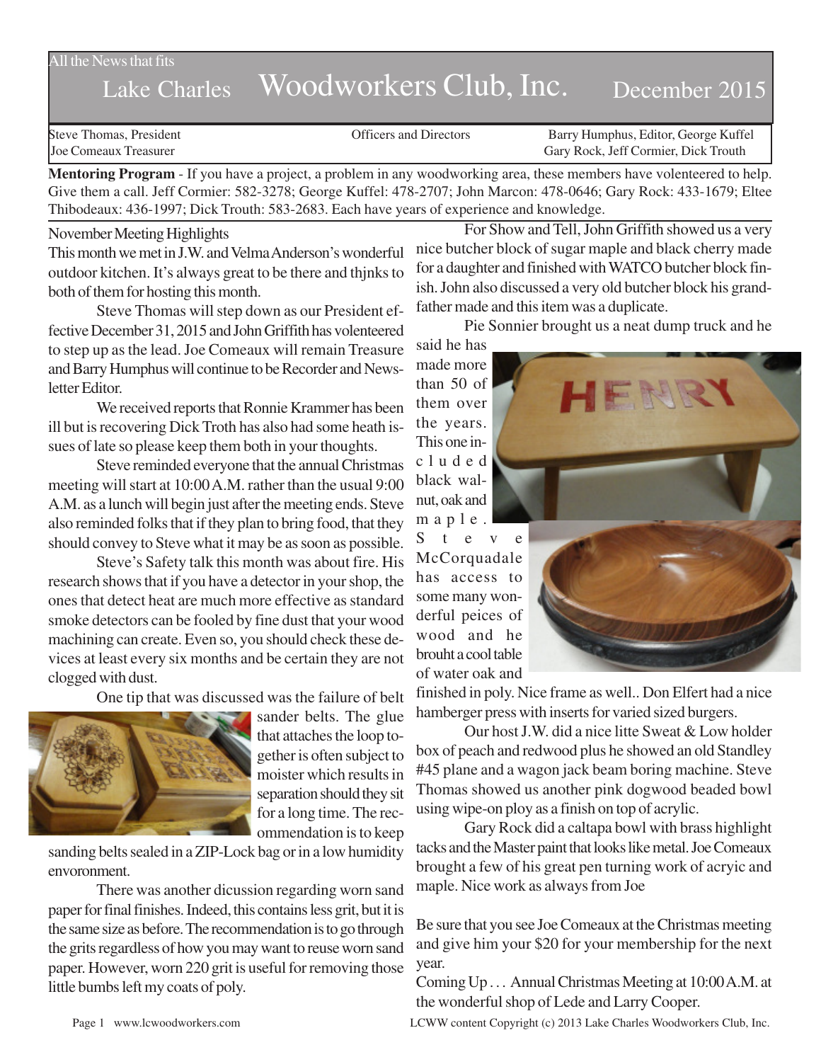All the News that fits

# Lake Charles Woodworkers Club, Inc. December 2015

Steve Thomas, President
Joe Comeaux Treasurer

Officers and Directors

Barry Humphus, Editor, George Kuffel
Gary Rock, Jeff Cormier, Dick Trouth

**Mentoring Program** - If you have a project, a problem in any woodworking area, these members have volenteered to help. Give them a call. Jeff Cormier: 582-3278; George Kuffel: 478-2707; John Marcon: 478-0646; Gary Rock: 433-1679; Eltee Thibodeaux: 436-1997; Dick Trouth: 583-2683. Each have years of experience and knowledge.

## November Meeting Highlights

This month we met in J.W. and Velma Anderson's wonderful outdoor kitchen. It's always great to be there and thjnks to both of them for hosting this month.

Steve Thomas will step down as our President effective December 31, 2015 and John Griffith has volenteered to step up as the lead. Joe Comeaux will remain Treasure and Barry Humphus will continue to be Recorder and Newsletter Editor.

We received reports that Ronnie Krammer has been ill but is recovering Dick Troth has also had some heath issues of late so please keep them both in your thoughts.

Steve reminded everyone that the annual Christmas meeting will start at 10:00 A.M. rather than the usual 9:00 A.M. as a lunch will begin just after the meeting ends. Steve also reminded folks that if they plan to bring food, that they should convey to Steve what it may be as soon as possible.

Steve's Safety talk this month was about fire. His research shows that if you have a detector in your shop, the ones that detect heat are much more effective as standard smoke detectors can be fooled by fine dust that your wood machining can create. Even so, you should check these devices at least every six months and be certain they are not clogged with dust.

One tip that was discussed was the failure of belt sander belts. The glue that attaches the loop together is often subject to moister which results in separation should they sit for a long time. The recommendation is to keep sanding belts sealed in a ZIP-Lock bag or in a low humidity envoronment.

There was another dicussion regarding worn sand paper for final finishes. Indeed, this contains less grit, but it is the same size as before. The recommendation is to go through the grits regardless of how you may want to reuse worn sand paper. However, worn 220 grit is useful for removing those little bumbs left my coats of poly.

For Show and Tell, John Griffith showed us a very nice butcher block of sugar maple and black cherry made for a daughter and finished with WATCO butcher block finish. John also discussed a very old butcher block his grandfather made and this item was a duplicate.

Pie Sonnier brought us a neat dump truck and he said he has made more than 50 of them over the years. This one included black walnut, oak and maple. Steve McCorquadale has access to some many wonderful peices of wood and he brouht a cool table of water oak and finished in poly. Nice frame as well.. Don Elfert had a nice hamberger press with inserts for varied sized burgers.

Our host J.W. did a nice litte Sweat & Low holder box of peach and redwood plus he showed an old Standley #45 plane and a wagon jack beam boring machine. Steve Thomas showed us another pink dogwood beaded bowl using wipe-on ploy as a finish on top of acrylic.

Gary Rock did a caltapa bowl with brass highlight tacks and the Master paint that looks like metal. Joe Comeaux brought a few of his great pen turning work of acryic and maple. Nice work as always from Joe

Be sure that you see Joe Comeaux at the Christmas meeting and give him your $20 for your membership for the next year.

Coming Up . . . Annual Christmas Meeting at 10:00 A.M. at the wonderful shop of Lede and Larry Cooper.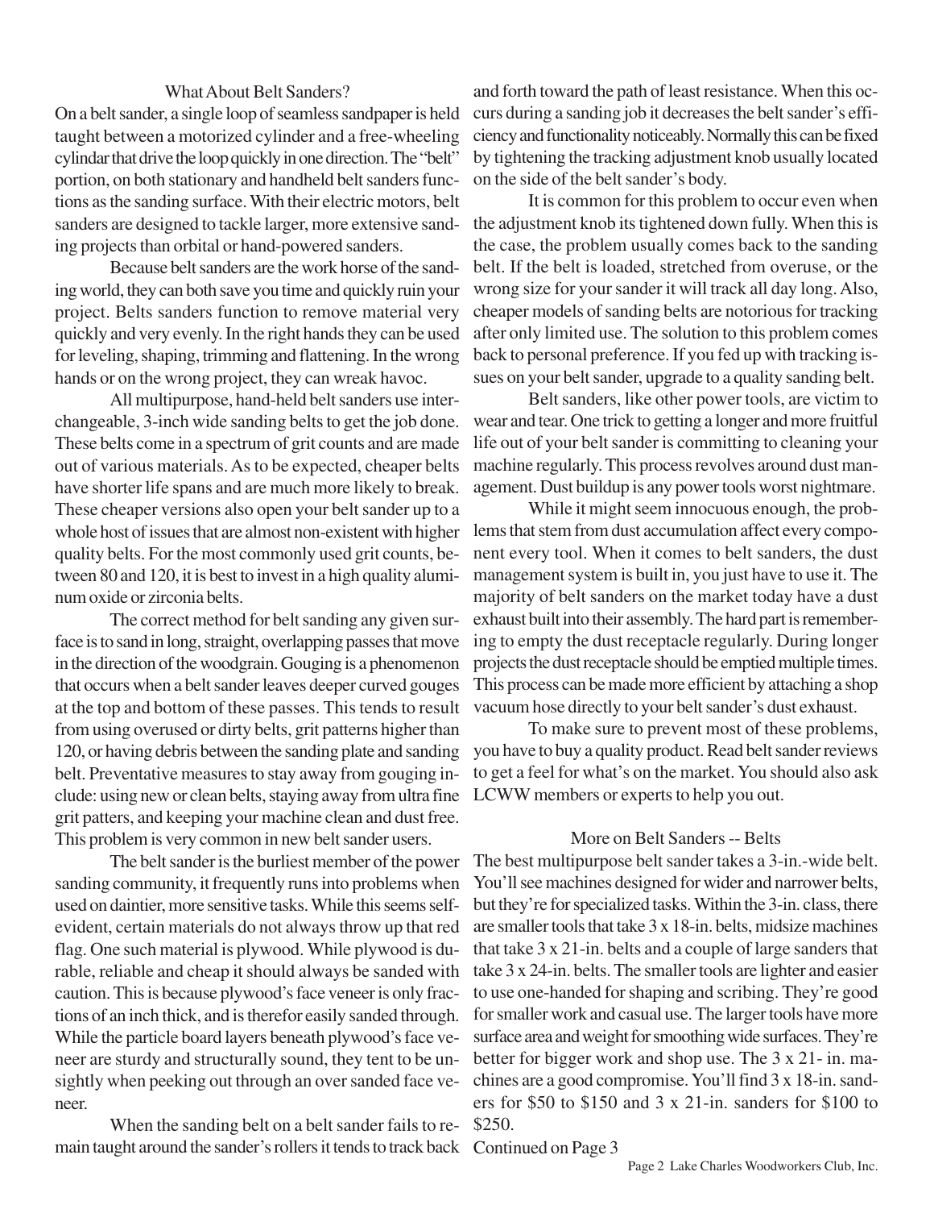## What About Belt Sanders?

On a belt sander, a single loop of seamless sandpaper is held taught between a motorized cylinder and a free-wheeling cylindar that drive the loop quickly in one direction. The "belt" portion, on both stationary and handheld belt sanders functions as the sanding surface. With their electric motors, belt sanders are designed to tackle larger, more extensive sanding projects than orbital or hand-powered sanders.

Because belt sanders are the work horse of the sanding world, they can both save you time and quickly ruin your project. Belts sanders function to remove material very quickly and very evenly. In the right hands they can be used for leveling, shaping, trimming and flattening. In the wrong hands or on the wrong project, they can wreak havoc.

All multipurpose, hand-held belt sanders use interchangeable, 3-inch wide sanding belts to get the job done. These belts come in a spectrum of grit counts and are made out of various materials. As to be expected, cheaper belts have shorter life spans and are much more likely to break. These cheaper versions also open your belt sander up to a whole host of issues that are almost non-existent with higher quality belts. For the most commonly used grit counts, between 80 and 120, it is best to invest in a high quality aluminum oxide or zirconia belts.

The correct method for belt sanding any given surface is to sand in long, straight, overlapping passes that move in the direction of the woodgrain. Gouging is a phenomenon that occurs when a belt sander leaves deeper curved gouges at the top and bottom of these passes. This tends to result from using overused or dirty belts, grit patterns higher than 120, or having debris between the sanding plate and sanding belt. Preventative measures to stay away from gouging include: using new or clean belts, staying away from ultra fine grit patters, and keeping your machine clean and dust free. This problem is very common in new belt sander users.

The belt sander is the burliest member of the power sanding community, it frequently runs into problems when used on daintier, more sensitive tasks. While this seems self-evident, certain materials do not always throw up that red flag. One such material is plywood. While plywood is durable, reliable and cheap it should always be sanded with caution. This is because plywood's face veneer is only fractions of an inch thick, and is therefor easily sanded through. While the particle board layers beneath plywood's face veneer are sturdy and structurally sound, they tent to be unsightly when peeking out through an over sanded face veneer.

When the sanding belt on a belt sander fails to remain taught around the sander's rollers it tends to track back and forth toward the path of least resistance. When this occurs during a sanding job it decreases the belt sander's efficiency and functionality noticeably. Normally this can be fixed by tightening the tracking adjustment knob usually located on the side of the belt sander's body.

It is common for this problem to occur even when the adjustment knob its tightened down fully. When this is the case, the problem usually comes back to the sanding belt. If the belt is loaded, stretched from overuse, or the wrong size for your sander it will track all day long. Also, cheaper models of sanding belts are notorious for tracking after only limited use. The solution to this problem comes back to personal preference. If you fed up with tracking issues on your belt sander, upgrade to a quality sanding belt.

Belt sanders, like other power tools, are victim to wear and tear. One trick to getting a longer and more fruitful life out of your belt sander is committing to cleaning your machine regularly. This process revolves around dust management. Dust buildup is any power tools worst nightmare.

While it might seem innocuous enough, the problems that stem from dust accumulation affect every component every tool. When it comes to belt sanders, the dust management system is built in, you just have to use it. The majority of belt sanders on the market today have a dust exhaust built into their assembly. The hard part is remembering to empty the dust receptacle regularly. During longer projects the dust receptacle should be emptied multiple times. This process can be made more efficient by attaching a shop vacuum hose directly to your belt sander's dust exhaust.

To make sure to prevent most of these problems, you have to buy a quality product. Read belt sander reviews to get a feel for what's on the market. You should also ask LCWW members or experts to help you out.

## More on Belt Sanders -- Belts

The best multipurpose belt sander takes a 3-in.-wide belt. You'll see machines designed for wider and narrower belts, but they're for specialized tasks. Within the 3-in. class, there are smaller tools that take 3 x 18-in. belts, midsize machines that take 3 x 21-in. belts and a couple of large sanders that take 3 x 24-in. belts. The smaller tools are lighter and easier to use one-handed for shaping and scribing. They're good for smaller work and casual use. The larger tools have more surface area and weight for smoothing wide surfaces. They're better for bigger work and shop use. The 3 x 21- in. machines are a good compromise. You'll find 3 x 18-in. sanders for $50 to $150 and 3 x 21-in. sanders for $100 to $250.

Continued on Page 3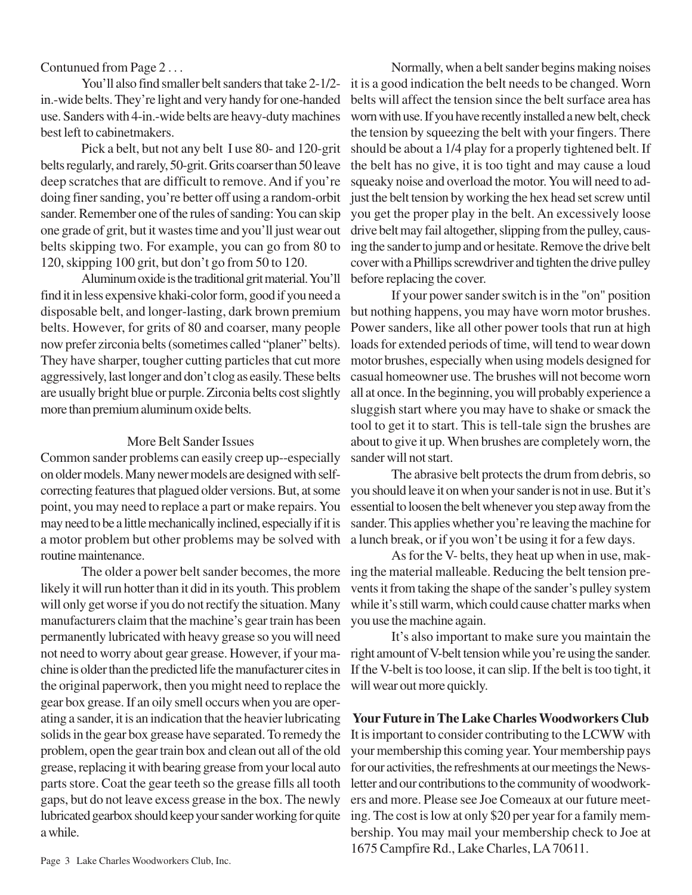Contunued from Page 2 . . .

You'll also find smaller belt sanders that take 2-1/2-in.-wide belts. They're light and very handy for one-handed use. Sanders with 4-in.-wide belts are heavy-duty machines best left to cabinetmakers.

Pick a belt, but not any belt I use 80- and 120-grit belts regularly, and rarely, 50-grit. Grits coarser than 50 leave deep scratches that are difficult to remove. And if you're doing finer sanding, you're better off using a random-orbit sander. Remember one of the rules of sanding: You can skip one grade of grit, but it wastes time and you'll just wear out belts skipping two. For example, you can go from 80 to 120, skipping 100 grit, but don't go from 50 to 120.

Aluminum oxide is the traditional grit material. You'll find it in less expensive khaki-color form, good if you need a disposable belt, and longer-lasting, dark brown premium belts. However, for grits of 80 and coarser, many people now prefer zirconia belts (sometimes called "planer" belts). They have sharper, tougher cutting particles that cut more aggressively, last longer and don't clog as easily. These belts are usually bright blue or purple. Zirconia belts cost slightly more than premium aluminum oxide belts.

## More Belt Sander Issues

Common sander problems can easily creep up--especially on older models. Many newer models are designed with self-correcting features that plagued older versions. But, at some point, you may need to replace a part or make repairs. You may need to be a little mechanically inclined, especially if it is a motor problem but other problems may be solved with routine maintenance.

The older a power belt sander becomes, the more likely it will run hotter than it did in its youth. This problem will only get worse if you do not rectify the situation. Many manufacturers claim that the machine's gear train has been permanently lubricated with heavy grease so you will need not need to worry about gear grease. However, if your machine is older than the predicted life the manufacturer cites in the original paperwork, then you might need to replace the gear box grease. If an oily smell occurs when you are operating a sander, it is an indication that the heavier lubricating solids in the gear box grease have separated. To remedy the problem, open the gear train box and clean out all of the old grease, replacing it with bearing grease from your local auto parts store. Coat the gear teeth so the grease fills all tooth gaps, but do not leave excess grease in the box. The newly lubricated gearbox should keep your sander working for quite a while.

Normally, when a belt sander begins making noises it is a good indication the belt needs to be changed. Worn belts will affect the tension since the belt surface area has worn with use. If you have recently installed a new belt, check the tension by squeezing the belt with your fingers. There should be about a 1/4 play for a properly tightened belt. If the belt has no give, it is too tight and may cause a loud squeaky noise and overload the motor. You will need to adjust the belt tension by working the hex head set screw until you get the proper play in the belt. An excessively loose drive belt may fail altogether, slipping from the pulley, causing the sander to jump and or hesitate. Remove the drive belt cover with a Phillips screwdriver and tighten the drive pulley before replacing the cover.

If your power sander switch is in the "on" position but nothing happens, you may have worn motor brushes. Power sanders, like all other power tools that run at high loads for extended periods of time, will tend to wear down motor brushes, especially when using models designed for casual homeowner use. The brushes will not become worn all at once. In the beginning, you will probably experience a sluggish start where you may have to shake or smack the tool to get it to start. This is tell-tale sign the brushes are about to give it up. When brushes are completely worn, the sander will not start.

The abrasive belt protects the drum from debris, so you should leave it on when your sander is not in use. But it's essential to loosen the belt whenever you step away from the sander. This applies whether you're leaving the machine for a lunch break, or if you won't be using it for a few days.

As for the V- belts, they heat up when in use, making the material malleable. Reducing the belt tension prevents it from taking the shape of the sander's pulley system while it's still warm, which could cause chatter marks when you use the machine again.

It's also important to make sure you maintain the right amount of V-belt tension while you're using the sander. If the V-belt is too loose, it can slip. If the belt is too tight, it will wear out more quickly.

## Your Future in The Lake Charles Woodworkers Club

It is important to consider contributing to the LCWW with your membership this coming year. Your membership pays for our activities, the refreshments at our meetings the Newsletter and our contributions to the community of woodworkers and more. Please see Joe Comeaux at our future meeting. The cost is low at only $20 per year for a family membership. You may mail your membership check to Joe at 1675 Campfire Rd., Lake Charles, LA 70611.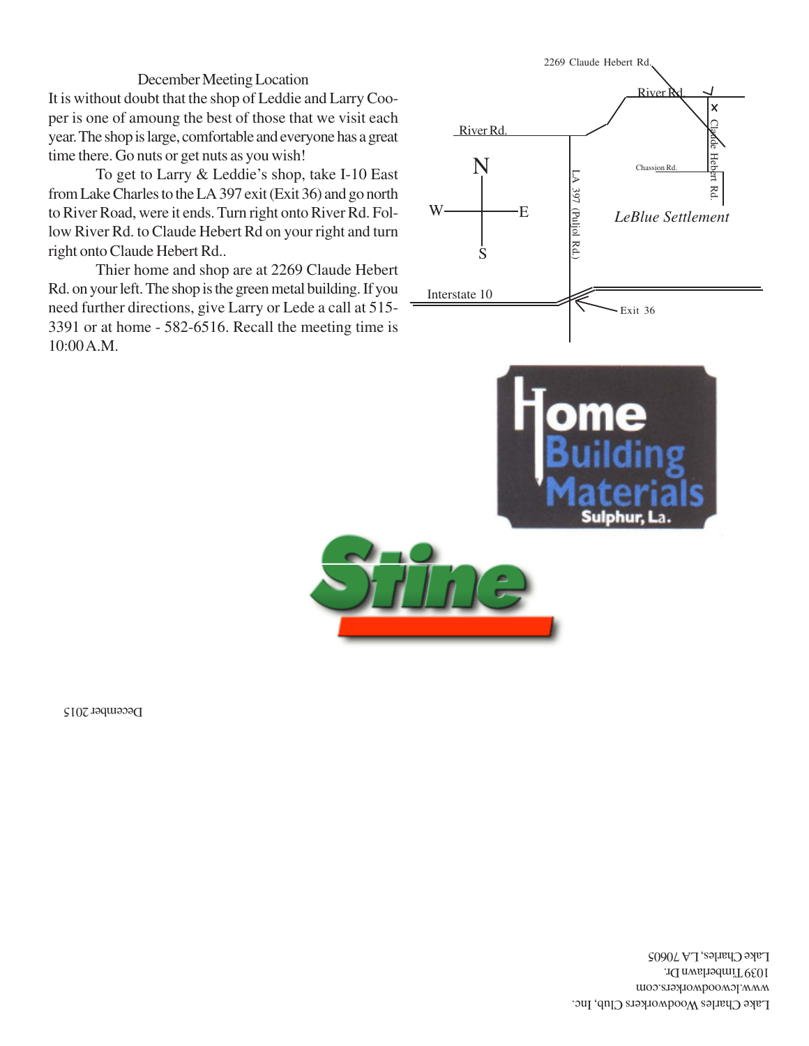## December Meeting Location

It is without doubt that the shop of Leddie and Larry Cooper is one of amoung the best of those that we visit each year. The shop is large, comfortable and everyone has a great time there. Go nuts or get nuts as you wish!

To get to Larry & Leddie's shop, take I-10 East from Lake Charles to the LA 397 exit (Exit 36) and go north to River Road, were it ends. Turn right onto River Rd. Follow River Rd. to Claude Hebert Rd on your right and turn right onto Claude Hebert Rd..

Thier home and shop are at 2269 Claude Hebert Rd. on your left. The shop is the green metal building. If you need further directions, give Larry or Lede a call at 515-3391 or at home - 582-6516. Recall the meeting time is 10:00 A.M.

2269 Claude Hebert Rd.
River Rd.
River Rd.
N
W
E
S
LA 397 (Pujol Rd.)
Chasson Rd.
Claude Hebert Rd.
LeBlue Settlement
Interstate 10
Exit 36

Home Building Materials
Sulphur, La.

Stine

December 2015

Lake Charles Woodworkers Club, Inc.
www.lcwoodworkers.com
1039 Timberlawn Dr.
Lake Charles, LA 70605